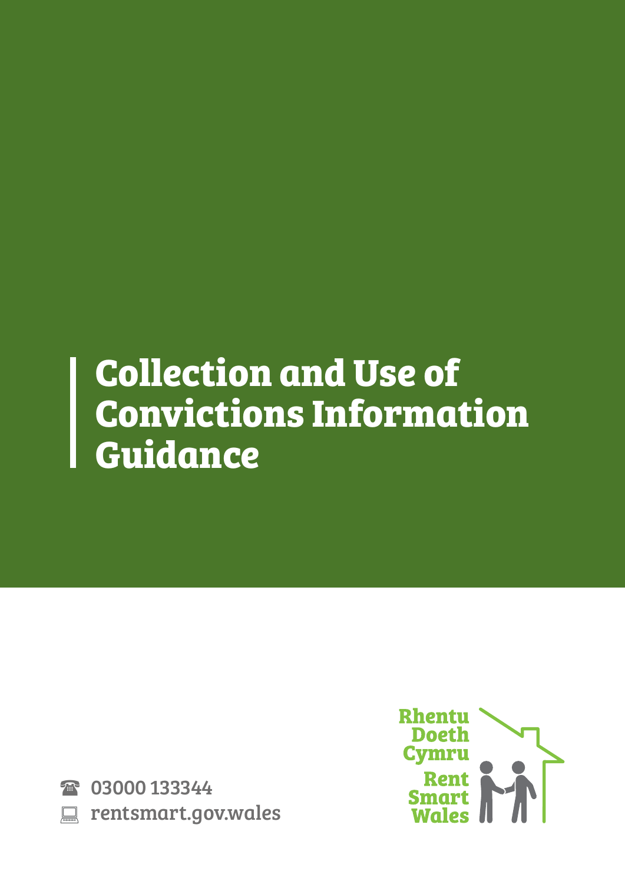# Collection and Use of Convictions Information Guidance

☎ 03000 133344

rentsmart.gov.wales

Rhentu Doeth Cymru

Rent Smart Wales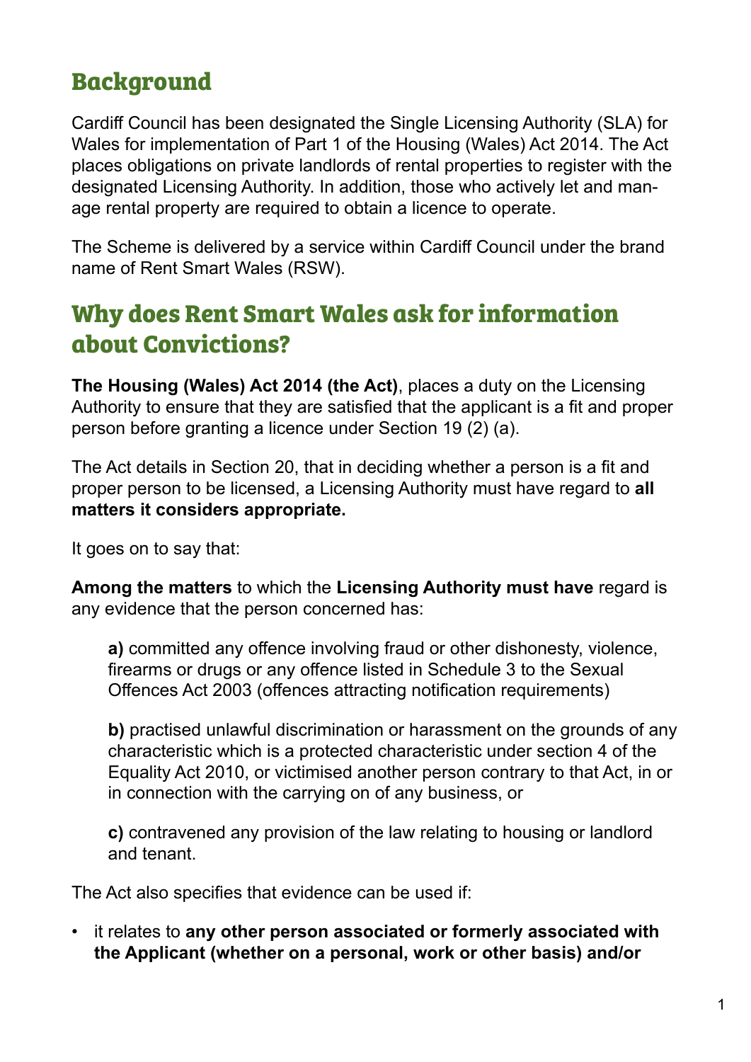## Background

Cardiff Council has been designated the Single Licensing Authority (SLA) for Wales for implementation of Part 1 of the Housing (Wales) Act 2014. The Act places obligations on private landlords of rental properties to register with the designated Licensing Authority. In addition, those who actively let and manage rental property are required to obtain a licence to operate.

The Scheme is delivered by a service within Cardiff Council under the brand name of Rent Smart Wales (RSW).

## Why does Rent Smart Wales ask for information about Convictions?

**The Housing (Wales) Act 2014 (the Act)**, places a duty on the Licensing Authority to ensure that they are satisfied that the applicant is a fit and proper person before granting a licence under Section 19 (2) (a).

The Act details in Section 20, that in deciding whether a person is a fit and proper person to be licensed, a Licensing Authority must have regard to **all matters it considers appropriate.**

It goes on to say that:

**Among the matters** to which the **Licensing Authority must have** regard is any evidence that the person concerned has:

> **a)** committed any offence involving fraud or other dishonesty, violence, firearms or drugs or any offence listed in Schedule 3 to the Sexual Offences Act 2003 (offences attracting notification requirements)
>
> **b)** practised unlawful discrimination or harassment on the grounds of any characteristic which is a protected characteristic under section 4 of the Equality Act 2010, or victimised another person contrary to that Act, in or in connection with the carrying on of any business, or
>
> **c)** contravened any provision of the law relating to housing or landlord and tenant.

The Act also specifies that evidence can be used if:

- it relates to **any other person associated or formerly associated with the Applicant (whether on a personal, work or other basis) and/or**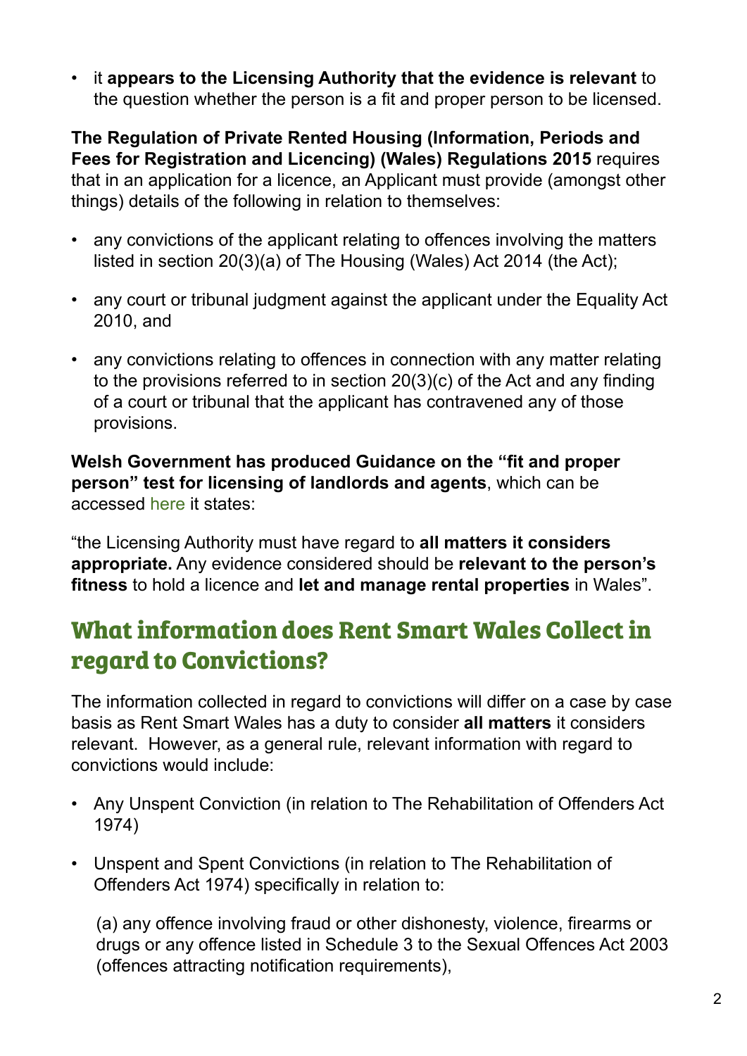- it **appears to the Licensing Authority that the evidence is relevant** to the question whether the person is a fit and proper person to be licensed.

**The Regulation of Private Rented Housing (Information, Periods and Fees for Registration and Licencing) (Wales) Regulations 2015** requires that in an application for a licence, an Applicant must provide (amongst other things) details of the following in relation to themselves:

- any convictions of the applicant relating to offences involving the matters listed in section 20(3)(a) of The Housing (Wales) Act 2014 (the Act);
- any court or tribunal judgment against the applicant under the Equality Act 2010, and
- any convictions relating to offences in connection with any matter relating to the provisions referred to in section 20(3)(c) of the Act and any finding of a court or tribunal that the applicant has contravened any of those provisions.

**Welsh Government has produced Guidance on the "fit and proper person" test for licensing of landlords and agents**, which can be accessed here it states:

"the Licensing Authority must have regard to **all matters it considers appropriate.** Any evidence considered should be **relevant to the person's fitness** to hold a licence and **let and manage rental properties** in Wales".

## What information does Rent Smart Wales Collect in regard to Convictions?

The information collected in regard to convictions will differ on a case by case basis as Rent Smart Wales has a duty to consider **all matters** it considers relevant. However, as a general rule, relevant information with regard to convictions would include:

- Any Unspent Conviction (in relation to The Rehabilitation of Offenders Act 1974)
- Unspent and Spent Convictions (in relation to The Rehabilitation of Offenders Act 1974) specifically in relation to:

  (a) any offence involving fraud or other dishonesty, violence, firearms or drugs or any offence listed in Schedule 3 to the Sexual Offences Act 2003 (offences attracting notification requirements),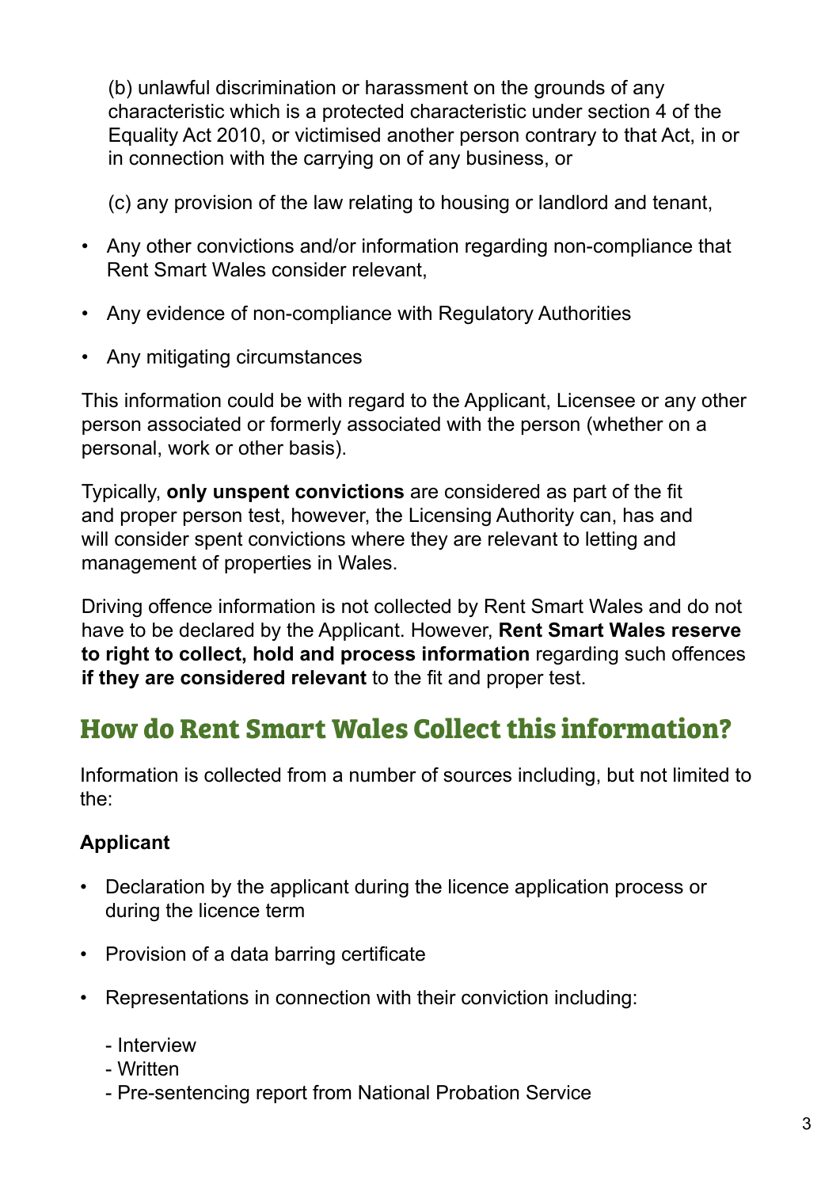(b) unlawful discrimination or harassment on the grounds of any characteristic which is a protected characteristic under section 4 of the Equality Act 2010, or victimised another person contrary to that Act, in or in connection with the carrying on of any business, or

(c) any provision of the law relating to housing or landlord and tenant,

- Any other convictions and/or information regarding non-compliance that Rent Smart Wales consider relevant,
- Any evidence of non-compliance with Regulatory Authorities
- Any mitigating circumstances

This information could be with regard to the Applicant, Licensee or any other person associated or formerly associated with the person (whether on a personal, work or other basis).

Typically, **only unspent convictions** are considered as part of the fit and proper person test, however, the Licensing Authority can, has and will consider spent convictions where they are relevant to letting and management of properties in Wales.

Driving offence information is not collected by Rent Smart Wales and do not have to be declared by the Applicant. However, **Rent Smart Wales reserve to right to collect, hold and process information** regarding such offences **if they are considered relevant** to the fit and proper test.

## How do Rent Smart Wales Collect this information?

Information is collected from a number of sources including, but not limited to the:

**Applicant**

- Declaration by the applicant during the licence application process or during the licence term
- Provision of a data barring certificate
- Representations in connection with their conviction including:

  - Interview
  - Written
  - Pre-sentencing report from National Probation Service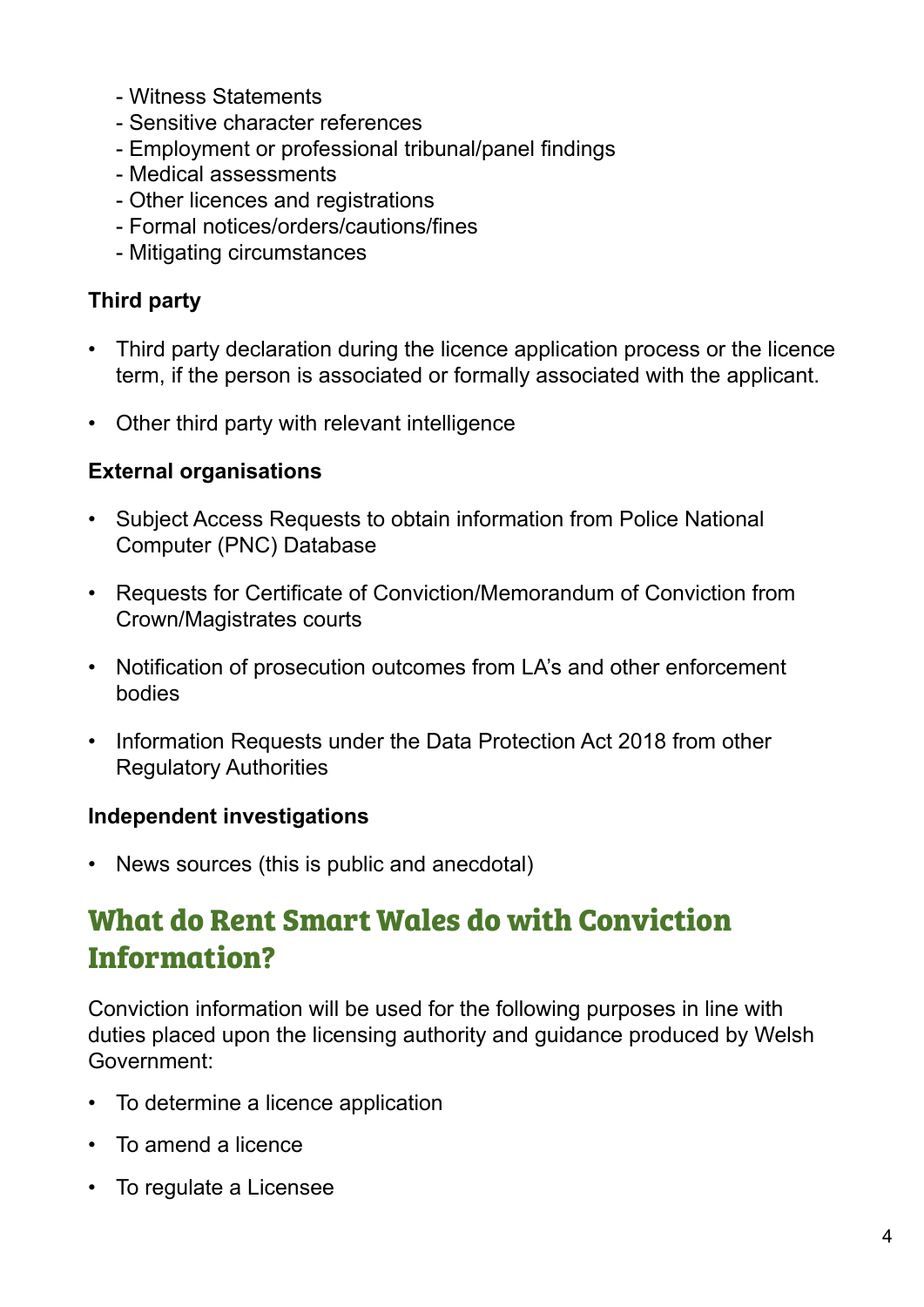- Witness Statements
- Sensitive character references
- Employment or professional tribunal/panel findings
- Medical assessments
- Other licences and registrations
- Formal notices/orders/cautions/fines
- Mitigating circumstances

**Third party**

- Third party declaration during the licence application process or the licence term, if the person is associated or formally associated with the applicant.
- Other third party with relevant intelligence

**External organisations**

- Subject Access Requests to obtain information from Police National Computer (PNC) Database
- Requests for Certificate of Conviction/Memorandum of Conviction from Crown/Magistrates courts
- Notification of prosecution outcomes from LA's and other enforcement bodies
- Information Requests under the Data Protection Act 2018 from other Regulatory Authorities

**Independent investigations**

- News sources (this is public and anecdotal)

## What do Rent Smart Wales do with Conviction Information?

Conviction information will be used for the following purposes in line with duties placed upon the licensing authority and guidance produced by Welsh Government:

- To determine a licence application
- To amend a licence
- To regulate a Licensee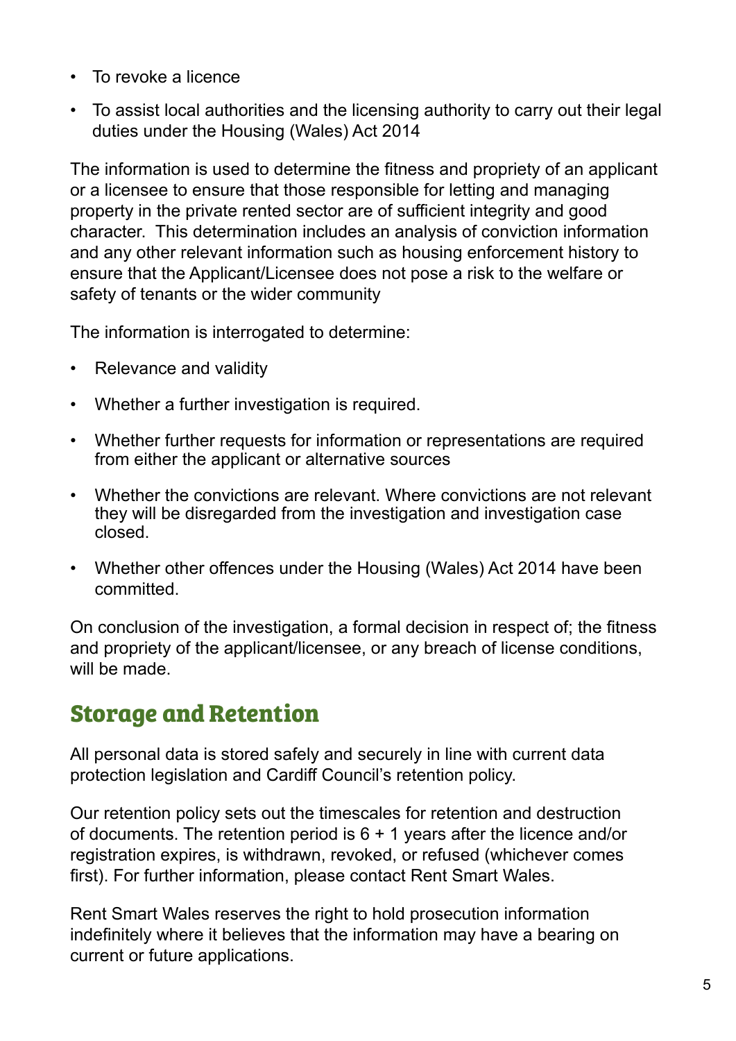- To revoke a licence
- To assist local authorities and the licensing authority to carry out their legal duties under the Housing (Wales) Act 2014

The information is used to determine the fitness and propriety of an applicant or a licensee to ensure that those responsible for letting and managing property in the private rented sector are of sufficient integrity and good character. This determination includes an analysis of conviction information and any other relevant information such as housing enforcement history to ensure that the Applicant/Licensee does not pose a risk to the welfare or safety of tenants or the wider community

The information is interrogated to determine:

- Relevance and validity
- Whether a further investigation is required.
- Whether further requests for information or representations are required from either the applicant or alternative sources
- Whether the convictions are relevant. Where convictions are not relevant they will be disregarded from the investigation and investigation case closed.
- Whether other offences under the Housing (Wales) Act 2014 have been committed.

On conclusion of the investigation, a formal decision in respect of; the fitness and propriety of the applicant/licensee, or any breach of license conditions, will be made.

## Storage and Retention

All personal data is stored safely and securely in line with current data protection legislation and Cardiff Council's retention policy.

Our retention policy sets out the timescales for retention and destruction of documents. The retention period is 6 + 1 years after the licence and/or registration expires, is withdrawn, revoked, or refused (whichever comes first). For further information, please contact Rent Smart Wales.

Rent Smart Wales reserves the right to hold prosecution information indefinitely where it believes that the information may have a bearing on current or future applications.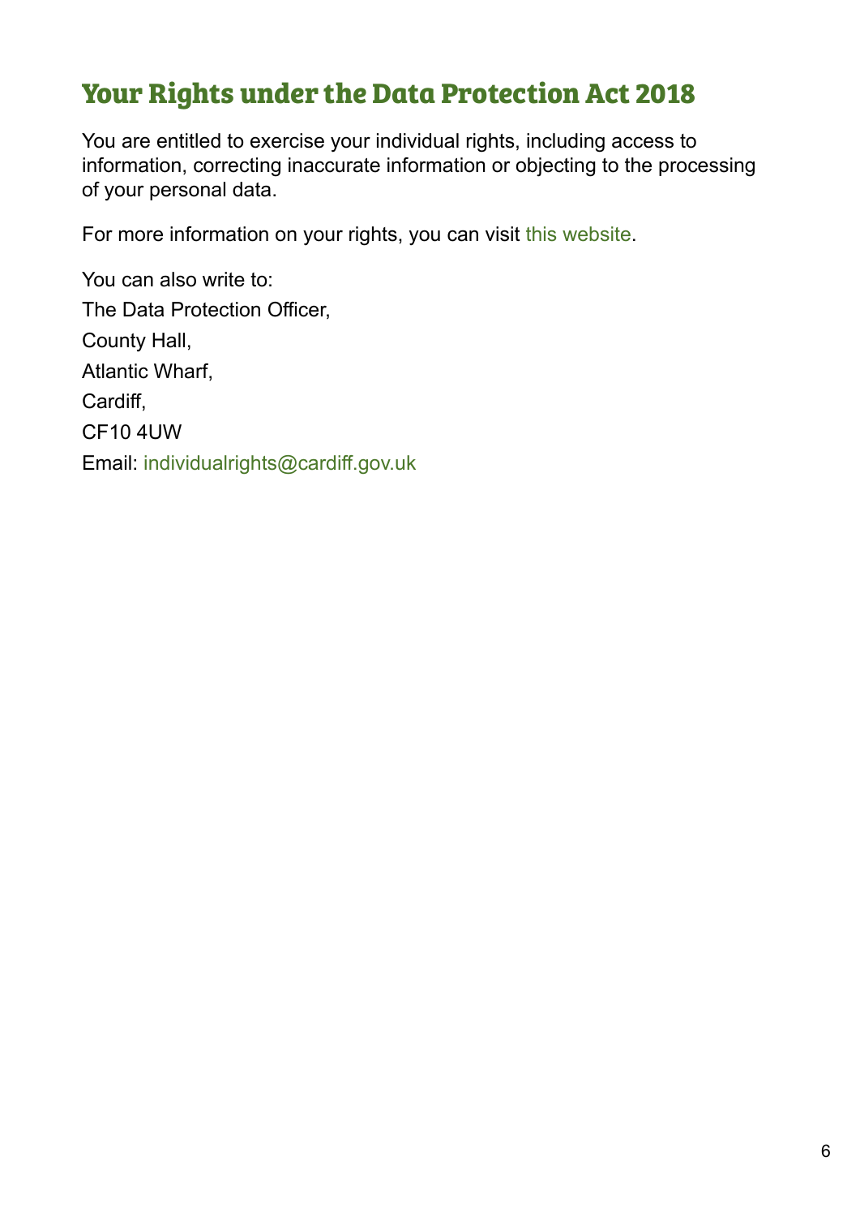## Your Rights under the Data Protection Act 2018

You are entitled to exercise your individual rights, including access to information, correcting inaccurate information or objecting to the processing of your personal data.

For more information on your rights, you can visit this website.

You can also write to:

The Data Protection Officer,

County Hall,

Atlantic Wharf,

Cardiff,

CF10 4UW

Email: individualrights@cardiff.gov.uk